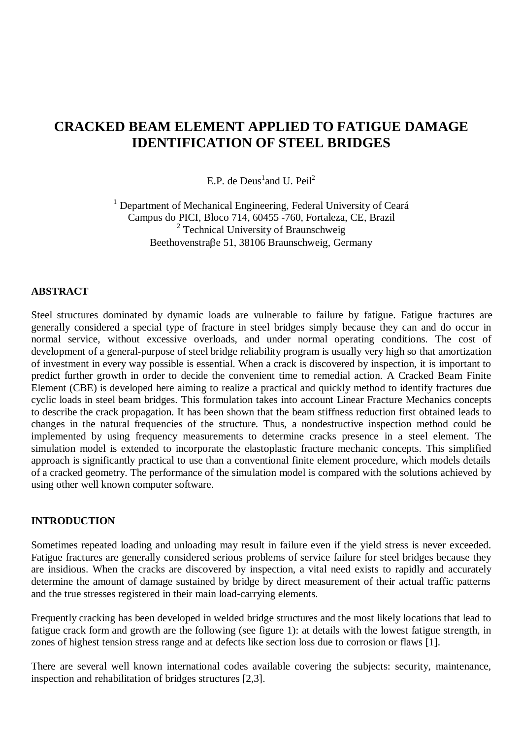# CRACKED BEAM ELEMENT APPLIED TO FATIGUE DAMAGE IDENTIFICATION OF STEEL BRIDGES

E.P. de Deus[1] and U. Peil[2]

[1] Department of Mechanical Engineering, Federal University of Ceará
Campus do PICI, Bloco 714, 60455 -760, Fortaleza, CE, Brazil
[2] Technical University of Braunschweig
Beethovenstraβe 51, 38106 Braunschweig, Germany

## ABSTRACT

Steel structures dominated by dynamic loads are vulnerable to failure by fatigue. Fatigue fractures are generally considered a special type of fracture in steel bridges simply because they can and do occur in normal service, without excessive overloads, and under normal operating conditions. The cost of development of a general-purpose of steel bridge reliability program is usually very high so that amortization of investment in every way possible is essential. When a crack is discovered by inspection, it is important to predict further growth in order to decide the convenient time to remedial action. A Cracked Beam Finite Element (CBE) is developed here aiming to realize a practical and quickly method to identify fractures due cyclic loads in steel beam bridges. This formulation takes into account Linear Fracture Mechanics concepts to describe the crack propagation. It has been shown that the beam stiffness reduction first obtained leads to changes in the natural frequencies of the structure. Thus, a nondestructive inspection method could be implemented by using frequency measurements to determine cracks presence in a steel element. The simulation model is extended to incorporate the elastoplastic fracture mechanic concepts. This simplified approach is significantly practical to use than a conventional finite element procedure, which models details of a cracked geometry. The performance of the simulation model is compared with the solutions achieved by using other well known computer software.

## INTRODUCTION

Sometimes repeated loading and unloading may result in failure even if the yield stress is never exceeded. Fatigue fractures are generally considered serious problems of service failure for steel bridges because they are insidious. When the cracks are discovered by inspection, a vital need exists to rapidly and accurately determine the amount of damage sustained by bridge by direct measurement of their actual traffic patterns and the true stresses registered in their main load-carrying elements.

Frequently cracking has been developed in welded bridge structures and the most likely locations that lead to fatigue crack form and growth are the following (see figure 1): at details with the lowest fatigue strength, in zones of highest tension stress range and at defects like section loss due to corrosion or flaws [1].

There are several well known international codes available covering the subjects: security, maintenance, inspection and rehabilitation of bridges structures [2,3].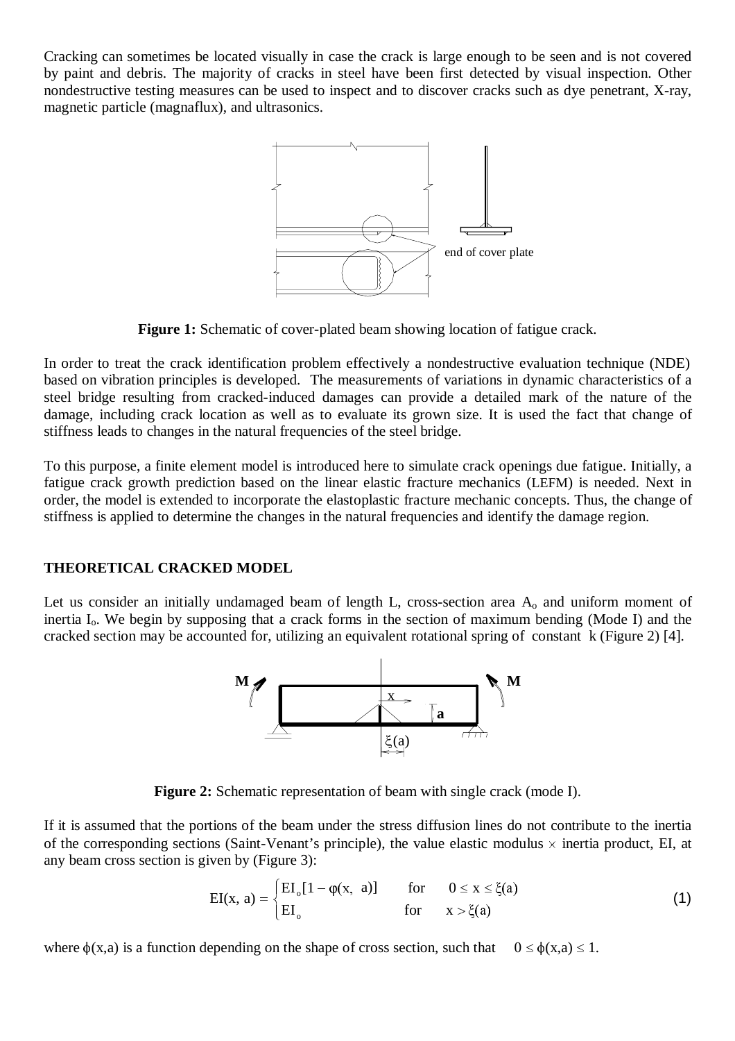Cracking can sometimes be located visually in case the crack is large enough to be seen and is not covered by paint and debris. The majority of cracks in steel have been first detected by visual inspection. Other nondestructive testing measures can be used to inspect and to discover cracks such as dye penetrant, X-ray, magnetic particle (magnaflux), and ultrasonics.

**Figure 1:** Schematic of cover-plated beam showing location of fatigue crack.

In order to treat the crack identification problem effectively a nondestructive evaluation technique (NDE) based on vibration principles is developed. The measurements of variations in dynamic characteristics of a steel bridge resulting from cracked-induced damages can provide a detailed mark of the nature of the damage, including crack location as well as to evaluate its grown size. It is used the fact that change of stiffness leads to changes in the natural frequencies of the steel bridge.

To this purpose, a finite element model is introduced here to simulate crack openings due fatigue. Initially, a fatigue crack growth prediction based on the linear elastic fracture mechanics (LEFM) is needed. Next in order, the model is extended to incorporate the elastoplastic fracture mechanic concepts. Thus, the change of stiffness is applied to determine the changes in the natural frequencies and identify the damage region.

## THEORETICAL CRACKED MODEL

Let us consider an initially undamaged beam of length L, cross-section area $A_o$ and uniform moment of inertia $I_o$. We begin by supposing that a crack forms in the section of maximum bending (Mode I) and the cracked section may be accounted for, utilizing an equivalent rotational spring of constant k (Figure 2) [4].

**Figure 2:** Schematic representation of beam with single crack (mode I).

If it is assumed that the portions of the beam under the stress diffusion lines do not contribute to the inertia of the corresponding sections (Saint-Venant's principle), the value elastic modulus $\times$ inertia product, EI, at any beam cross section is given by (Figure 3):

$$\mathrm{EI}(x, a) = \begin{cases} \mathrm{EI}_o[1 - \varphi(x, a)] & \text{for} \quad 0 \leq x \leq \xi(a) \\ \mathrm{EI}_o & \text{for} \quad x > \xi(a) \end{cases} \tag{1}$$

where $\phi(x,a)$ is a function depending on the shape of cross section, such that $0 \leq \phi(x,a) \leq 1$.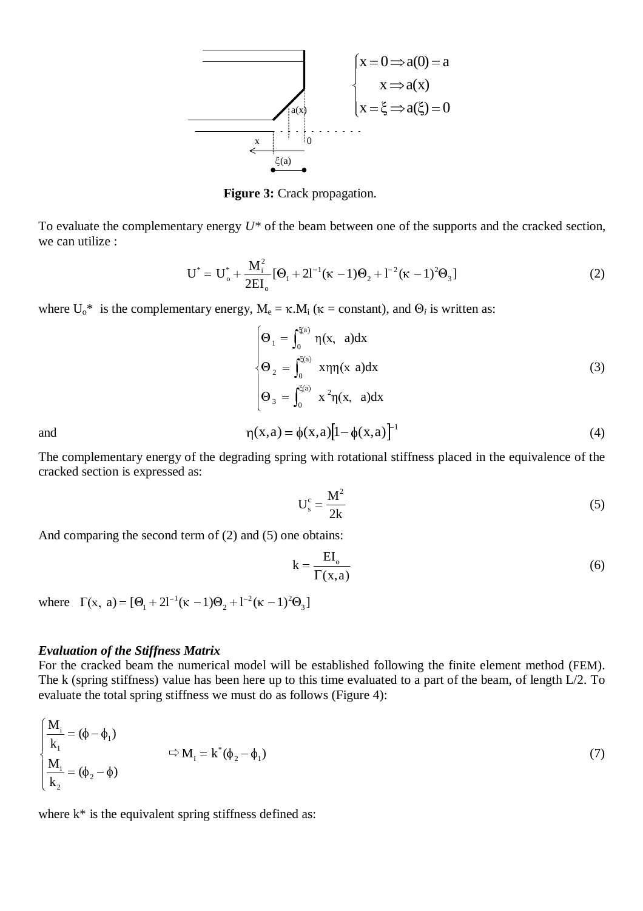$$\begin{cases} x = 0 \Rightarrow a(0) = a \\ x \Rightarrow a(x) \\ x = \xi \Rightarrow a(\xi) = 0 \end{cases}$$

**Figure 3:** Crack propagation.

To evaluate the complementary energy $U^*$ of the beam between one of the supports and the cracked section, we can utilize :

$$U^* = U_o^* + \frac{M_i^2}{2EI_o}[\Theta_1 + 2l^{-1}(\kappa - 1)\Theta_2 + l^{-2}(\kappa - 1)^2\Theta_3] \tag{2}$$

where $U_o^*$ is the complementary energy, $M_e = \kappa.M_i$ ($\kappa$ = constant), and $\Theta_i$ is written as:

$$\begin{cases} \Theta_1 = \int_0^{\xi(a)} \eta(x, \ a)dx \\ \Theta_2 = \int_0^{\xi(a)} \ x\eta\eta(x \ a)dx \\ \Theta_3 = \int_0^{\xi(a)} \ x^2\eta(x, \ a)dx \end{cases} \tag{3}$$

and

$$\eta(x,a) = \phi(x,a)[1 - \phi(x,a)]^{-1} \tag{4}$$

The complementary energy of the degrading spring with rotational stiffness placed in the equivalence of the cracked section is expressed as:

$$U_s^c = \frac{M^2}{2k} \tag{5}$$

And comparing the second term of (2) and (5) one obtains:

$$k = \frac{EI_o}{\Gamma(x,a)} \tag{6}$$

where $\Gamma(x, \ a) = [\Theta_1 + 2l^{-1}(\kappa - 1)\Theta_2 + l^{-2}(\kappa - 1)^2\Theta_3]$

***Evaluation of the Stiffness Matrix***

For the cracked beam the numerical model will be established following the finite element method (FEM). The k (spring stiffness) value has been here up to this time evaluated to a part of the beam, of length L/2. To evaluate the total spring stiffness we must do as follows (Figure 4):

$$\begin{cases} \dfrac{M_i}{k_1} = (\phi - \phi_1) \\ \dfrac{M_i}{k_2} = (\phi_2 - \phi) \end{cases} \Rightarrow M_i = k^*(\phi_2 - \phi_1) \tag{7}$$

where $k^*$ is the equivalent spring stiffness defined as: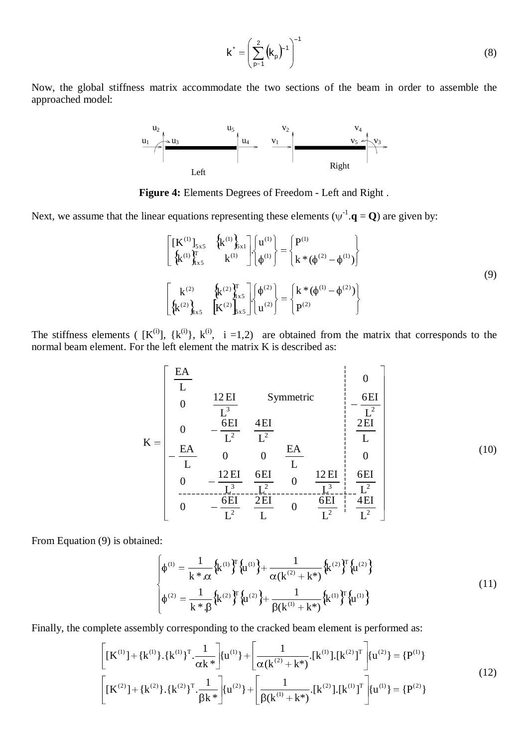$$k^* = \left( \sum_{p=1}^{2} (k_p)^{-1} \right)^{-1} \tag{8}$$

Now, the global stiffness matrix accommodate the two sections of the beam in order to assemble the approached model:

**Figure 4:** Elements Degrees of Freedom - Left and Right .

Next, we assume that the linear equations representing these elements ($\psi^{-1}.\mathbf{q} = \mathbf{Q}$) are given by:

$$\begin{bmatrix} [K^{(1)}]_{5x5} & \{k^{(1)}\}_{5x1} \\ \{k^{(1)}\}^T_{1x5} & k^{(1)} \end{bmatrix} \cdot \begin{Bmatrix} u^{(1)} \\ \phi^{(1)} \end{Bmatrix} = \begin{Bmatrix} P^{(1)} \\ k^*(\phi^{(2)} - \phi^{(1)}) \end{Bmatrix}$$
$$\begin{bmatrix} k^{(2)} & \{k^{(2)}\}^T_{1x5} \\ \{k^{(2)}\}_{1x5} & [K^{(2)}]_{5x5} \end{bmatrix} \cdot \begin{Bmatrix} \phi^{(2)} \\ u^{(2)} \end{Bmatrix} = \begin{Bmatrix} k^*(\phi^{(1)} - \phi^{(2)}) \\ P^{(2)} \end{Bmatrix} \tag{9}$$

The stiffness elements ( $[K^{(i)}]$, $\{k^{(i)}\}$, $k^{(i)}$, $i = 1,2$) are obtained from the matrix that corresponds to the normal beam element. For the left element the matrix K is described as:

$$K = \left[ \begin{array}{ccccc|c} \frac{EA}{L} & & \text{Symmetric} & & & 0 \\ 0 & \frac{12EI}{L^3} & & & & -\frac{6EI}{L^2} \\ 0 & -\frac{6EI}{L^2} & \frac{4EI}{L^2} & & & \frac{2EI}{L} \\ -\frac{EA}{L} & 0 & 0 & \frac{EA}{L} & & 0 \\ 0 & -\frac{12EI}{L^3} & \frac{6EI}{L^2} & 0 & \frac{12EI}{L^3} & \frac{6EI}{L^2} \\ \hline 0 & -\frac{6EI}{L^2} & \frac{2EI}{L} & 0 & \frac{6EI}{L^2} & \frac{4EI}{L^2} \end{array} \right] \tag{10}$$

From Equation (9) is obtained:

$$\begin{cases} \phi^{(1)} = \dfrac{1}{k^*.\alpha} \{k^{(1)}\}^T \{u^{(1)}\} + \dfrac{1}{\alpha(k^{(2)} + k^*)} \{k^{(2)}\}^T \{u^{(2)}\} \\ \phi^{(2)} = \dfrac{1}{k^*.\beta} \{k^{(2)}\}^T \{u^{(2)}\} + \dfrac{1}{\beta(k^{(1)} + k^*)} \{k^{(1)}\}^T \{u^{(1)}\} \end{cases} \tag{11}$$

Finally, the complete assembly corresponding to the cracked beam element is performed as:

$$\left[ [K^{(1)}] + \{k^{(1)}\}.\{k^{(1)}\}^T.\frac{1}{\alpha k^*} \right] \{u^{(1)}\} + \left[ \frac{1}{\alpha(k^{(2)} + k^*)}.[k^{(1)}].[k^{(2)}]^T \right] \{u^{(2)}\} = \{P^{(1)}\}$$
$$\left[ [K^{(2)}] + \{k^{(2)}\}.\{k^{(2)}\}^T.\frac{1}{\beta k^*} \right] \{u^{(2)}\} + \left[ \frac{1}{\beta(k^{(1)} + k^*)}.[k^{(2)}].[k^{(1)}]^T \right] \{u^{(1)}\} = \{P^{(2)}\} \tag{12}$$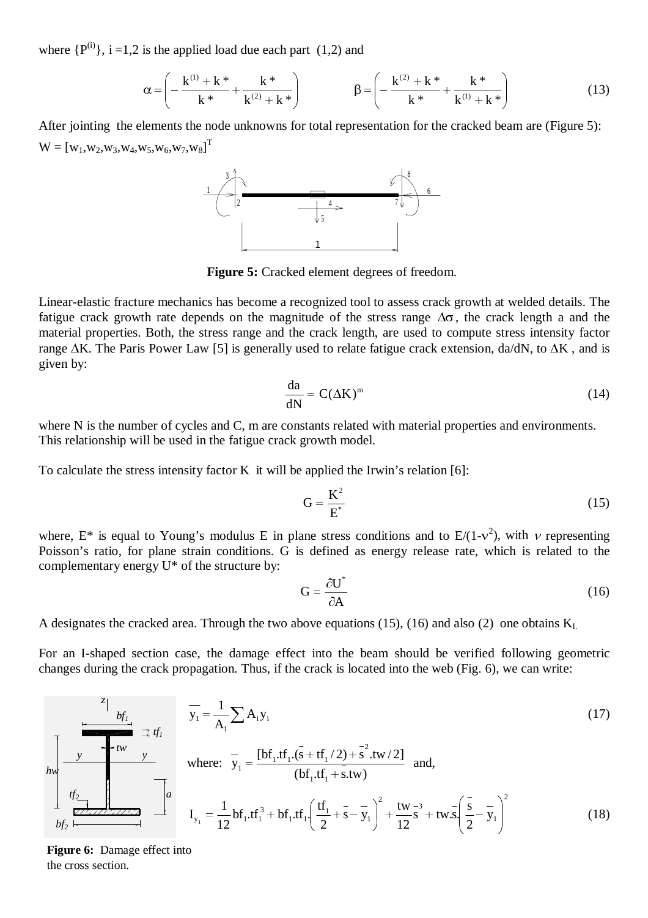where $\{P^{(i)}\}$, i =1,2 is the applied load due each part (1,2) and

$$\alpha = \left( -\frac{k^{(1)} + k^*}{k^*} + \frac{k^*}{k^{(2)} + k^*} \right) \qquad \beta = \left( -\frac{k^{(2)} + k^*}{k^*} + \frac{k^*}{k^{(1)} + k^*} \right) \tag{13}$$

After jointing the elements the node unknowns for total representation for the cracked beam are (Figure 5):
$W = [w_1, w_2, w_3, w_4, w_5, w_6, w_7, w_8]^T$

**Figure 5:** Cracked element degrees of freedom.

Linear-elastic fracture mechanics has become a recognized tool to assess crack growth at welded details. The fatigue crack growth rate depends on the magnitude of the stress range $\Delta\sigma$, the crack length a and the material properties. Both, the stress range and the crack length, are used to compute stress intensity factor range $\Delta K$. The Paris Power Law [5] is generally used to relate fatigue crack extension, da/dN, to $\Delta K$, and is given by:

$$\frac{da}{dN} = C(\Delta K)^m \tag{14}$$

where N is the number of cycles and C, m are constants related with material properties and environments. This relationship will be used in the fatigue crack growth model.

To calculate the stress intensity factor K it will be applied the Irwin's relation [6]:

$$G = \frac{K^2}{E^*} \tag{15}$$

where, E* is equal to Young's modulus E in plane stress conditions and to $E/(1-\nu^2)$, with $\nu$ representing Poisson's ratio, for plane strain conditions. G is defined as energy release rate, which is related to the complementary energy U* of the structure by:

$$G = \frac{\partial U^*}{\partial A} \tag{16}$$

A designates the cracked area. Through the two above equations (15), (16) and also (2) one obtains $K_I$.

For an I-shaped section case, the damage effect into the beam should be verified following geometric changes during the crack propagation. Thus, if the crack is located into the web (Fig. 6), we can write:

$$\overline{y}_1 = \frac{1}{A_1} \sum A_i y_i \tag{17}$$

where: $\overline{y}_1 = \dfrac{[bf_1.tf_1.(\overline{s} + tf_1/2) + \overline{s}^2.tw/2]}{(bf_1.tf_1 + \overline{s}.tw)}$ and,

$$I_{y_1} = \frac{1}{12} bf_1.tf_1^3 + bf_1.tf_1.\left(\frac{tf_1}{2} + \overline{s} - \overline{y}_1\right)^2 + \frac{tw}{12}\overline{s}^3 + tw.\overline{s}.\left(\frac{\overline{s}}{2} - \overline{y}_1\right)^2 \tag{18}$$

**Figure 6:** Damage effect into the cross section.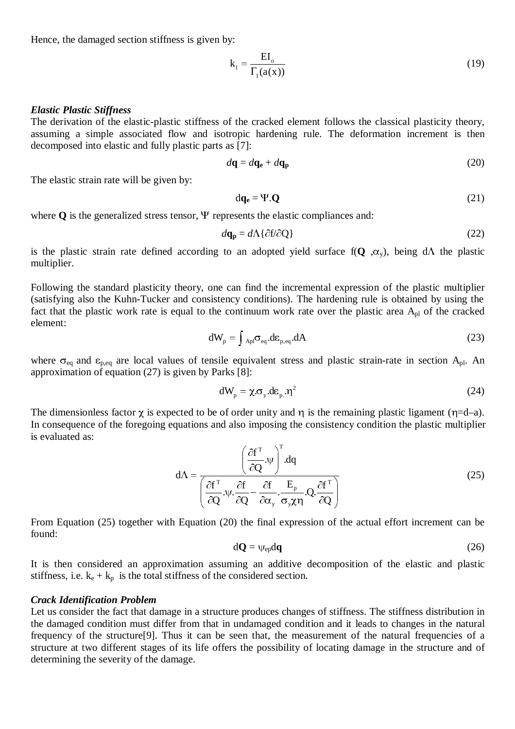Hence, the damaged section stiffness is given by:

$$k_1 = \frac{EI_o}{\Gamma_1(a(x))} \tag{19}$$

### *Elastic Plastic Stiffness*

The derivation of the elastic-plastic stiffness of the cracked element follows the classical plasticity theory, assuming a simple associated flow and isotropic hardening rule. The deformation increment is then decomposed into elastic and fully plastic parts as [7]:

$$d\mathbf{q} = d\mathbf{q_e} + d\mathbf{q_p} \tag{20}$$

The elastic strain rate will be given by:

$$d\mathbf{q_e} = \Psi.\mathbf{Q} \tag{21}$$

where $\mathbf{Q}$ is the generalized stress tensor, $\Psi$ represents the elastic compliances and:

$$d\mathbf{q_p} = d\Lambda\{\partial f/\partial Q\} \tag{22}$$

is the plastic strain rate defined according to an adopted yield surface $f(\mathbf{Q}, \alpha_y)$, being $d\Lambda$ the plastic multiplier.

Following the standard plasticity theory, one can find the incremental expression of the plastic multiplier (satisfying also the Kuhn-Tucker and consistency conditions). The hardening rule is obtained by using the fact that the plastic work rate is equal to the continuum work rate over the plastic area $A_{pl}$ of the cracked element:

$$dW_p = \int_{Apl} \sigma_{eq}.d\varepsilon_{p,eq}.dA \tag{23}$$

where $\sigma_{eq}$ and $\varepsilon_{p,eq}$ are local values of tensile equivalent stress and plastic strain-rate in section $A_{pl}$. An approximation of equation (27) is given by Parks [8]:

$$dW_p = \chi.\sigma_y.d\varepsilon_{p}.\eta^2 \tag{24}$$

The dimensionless factor $\chi$ is expected to be of order unity and $\eta$ is the remaining plastic ligament ($\eta$=d–a). In consequence of the foregoing equations and also imposing the consistency condition the plastic multiplier is evaluated as:

$$d\Lambda = \frac{\left(\frac{\partial f^T}{\partial Q}.\psi\right)^T .dq}{\left(\frac{\partial f^T}{\partial Q}.\psi.\frac{\partial f}{\partial Q} - \frac{\partial f}{\partial \alpha_y}.\frac{E_p}{\sigma_y \chi \eta}.Q.\frac{\partial f^T}{\partial Q}\right)} \tag{25}$$

From Equation (25) together with Equation (20) the final expression of the actual effort increment can be found:

$$d\mathbf{Q} = \psi_{ep} d\mathbf{q} \tag{26}$$

It is then considered an approximation assuming an additive decomposition of the elastic and plastic stiffness, i.e. $k_e + k_p$ is the total stiffness of the considered section.

### *Crack Identification Problem*

Let us consider the fact that damage in a structure produces changes of stiffness. The stiffness distribution in the damaged condition must differ from that in undamaged condition and it leads to changes in the natural frequency of the structure[9]. Thus it can be seen that, the measurement of the natural frequencies of a structure at two different stages of its life offers the possibility of locating damage in the structure and of determining the severity of the damage.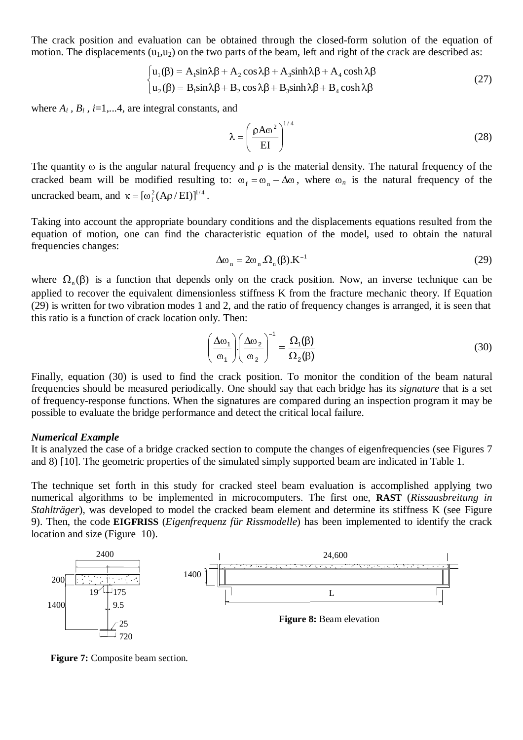The crack position and evaluation can be obtained through the closed-form solution of the equation of motion. The displacements ($u_1$,$u_2$) on the two parts of the beam, left and right of the crack are described as:

$$\begin{cases} u_1(\beta) = A_1 \sin\lambda\beta + A_2 \cos\lambda\beta + A_3 \sinh\lambda\beta + A_4 \cosh\lambda\beta \\ u_2(\beta) = B_1 \sin\lambda\beta + B_2 \cos\lambda\beta + B_3 \sinh\lambda\beta + B_4 \cosh\lambda\beta \end{cases} \tag{27}$$

where $A_i$ , $B_i$ , $i$=1,...4, are integral constants, and

$$\lambda = \left( \frac{\rho A \omega^2}{EI} \right)^{1/4} \tag{28}$$

The quantity $\omega$ is the angular natural frequency and $\rho$ is the material density. The natural frequency of the cracked beam will be modified resulting to: $\omega_f = \omega_n - \Delta\omega$, where $\omega_n$ is the natural frequency of the uncracked beam, and $\kappa = [\omega_f^2 (A\rho / EI)]^{1/4}$.

Taking into account the appropriate boundary conditions and the displacements equations resulted from the equation of motion, one can find the characteristic equation of the model, used to obtain the natural frequencies changes:

$$\Delta\omega_n = 2\omega_n . \Omega_n(\beta) . K^{-1} \tag{29}$$

where $\Omega_n(\beta)$ is a function that depends only on the crack position. Now, an inverse technique can be applied to recover the equivalent dimensionless stiffness K from the fracture mechanic theory. If Equation (29) is written for two vibration modes 1 and 2, and the ratio of frequency changes is arranged, it is seen that this ratio is a function of crack location only. Then:

$$\left( \frac{\Delta\omega_1}{\omega_1} \right) . \left( \frac{\Delta\omega_2}{\omega_2} \right)^{-1} = \frac{\Omega_1(\beta)}{\Omega_2(\beta)} \tag{30}$$

Finally, equation (30) is used to find the crack position. To monitor the condition of the beam natural frequencies should be measured periodically. One should say that each bridge has its *signature* that is a set of frequency-response functions. When the signatures are compared during an inspection program it may be possible to evaluate the bridge performance and detect the critical local failure.

### *Numerical Example*

It is analyzed the case of a bridge cracked section to compute the changes of eigenfrequencies (see Figures 7 and 8) [10]. The geometric properties of the simulated simply supported beam are indicated in Table 1.

The technique set forth in this study for cracked steel beam evaluation is accomplished applying two numerical algorithms to be implemented in microcomputers. The first one, **RAST** (*Rissausbreitung in Stahlträger*), was developed to model the cracked beam element and determine its stiffness K (see Figure 9). Then, the code **EIGFRISS** (*Eigenfrequenz für Rissmodelle*) has been implemented to identify the crack location and size (Figure 10).

2400, 200, 19, 175, 1400, 9.5, 25, 720

**Figure 7:** Composite beam section.

24,600, 1400, L

**Figure 8:** Beam elevation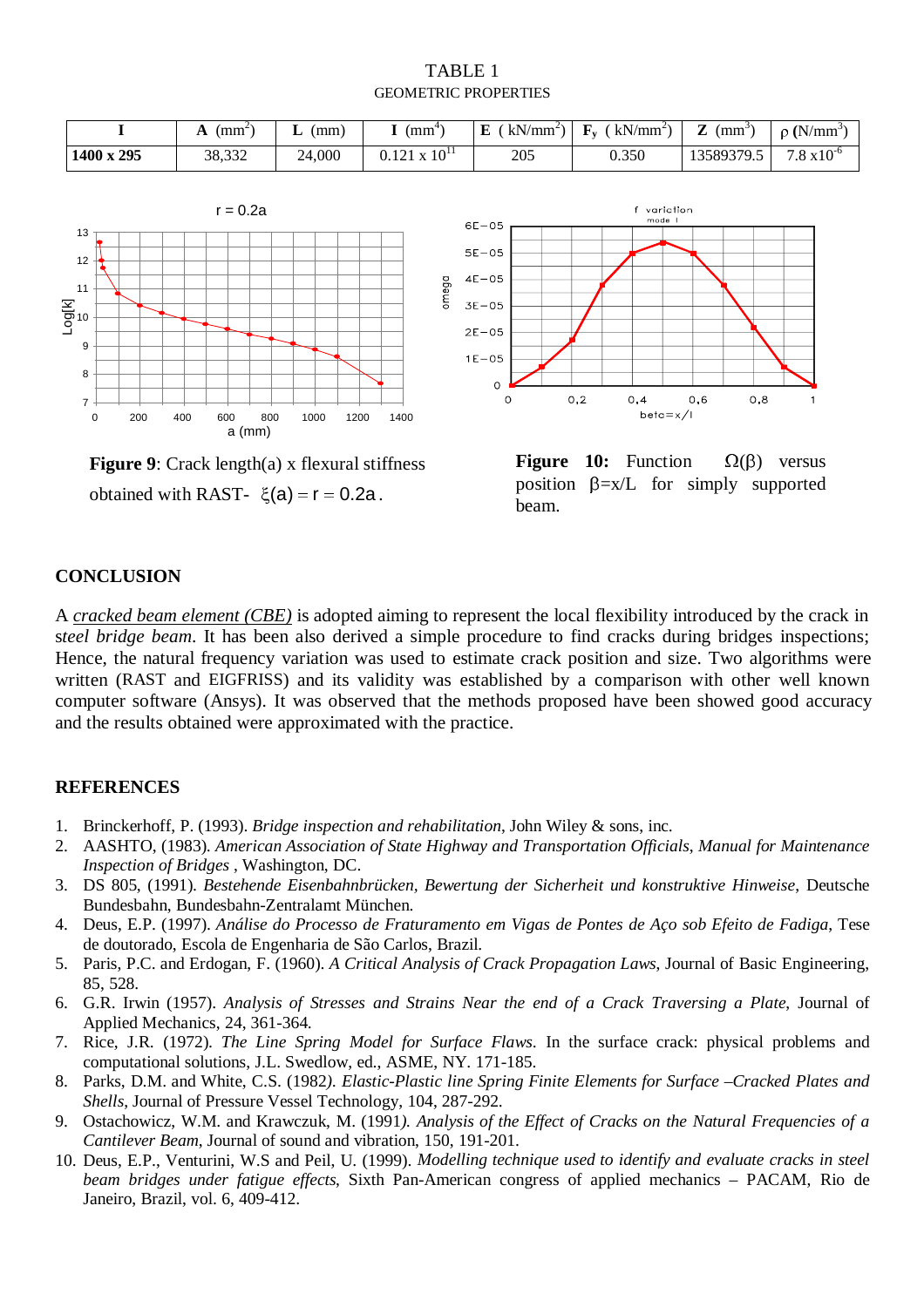TABLE 1

GEOMETRIC PROPERTIES

| **I** | **A** ($mm^2$) | **L** (mm) | **I** ($mm^4$) | **E** ( $kN/mm^2$) | $\mathbf{F_y}$ ( $kN/mm^2$) | **Z** ($mm^3$) | $\rho$ **(** $N/mm^3$) |
|---|---|---|---|---|---|---|---|
| **1400 x 295** | 38,332 | 24,000 | $0.121 \times 10^{11}$ | 205 | 0.350 | 13589379.5 | $7.8 \times 10^{-6}$ |

r = 0.2a

13
12
11
10
9
8
7

Log[k]

0 200 400 600 800 1000 1200 1400

a (mm)

**Figure 9**: Crack length(a) x flexural stiffness obtained with RAST- $\xi(a) = r = 0.2a$.

f variation
mode I

6E−05
5E−05
4E−05
3E−05
2E−05
1E−05
0

omega

0 0,2 0,4 0,6 0,8 1

beta=x/l

**Figure 10:** Function $\Omega(\beta)$ versus position $\beta$=x/L for simply supported beam.

## CONCLUSION

A *cracked beam element (CBE)* is adopted aiming to represent the local flexibility introduced by the crack in *steel bridge beam*. It has been also derived a simple procedure to find cracks during bridges inspections; Hence, the natural frequency variation was used to estimate crack position and size. Two algorithms were written (RAST and EIGFRISS) and its validity was established by a comparison with other well known computer software (Ansys). It was observed that the methods proposed have been showed good accuracy and the results obtained were approximated with the practice.

## REFERENCES

1. Brinckerhoff, P. (1993). *Bridge inspection and rehabilitation*, John Wiley & sons, inc.
2. AASHTO, (1983). *American Association of State Highway and Transportation Officials, Manual for Maintenance Inspection of Bridges* , Washington, DC.
3. DS 805, (1991). *Bestehende Eisenbahnbrücken, Bewertung der Sicherheit und konstruktive Hinweise*, Deutsche Bundesbahn, Bundesbahn-Zentralamt München.
4. Deus, E.P. (1997). *Análise do Processo de Fraturamento em Vigas de Pontes de Aço sob Efeito de Fadiga*, Tese de doutorado, Escola de Engenharia de São Carlos, Brazil.
5. Paris, P.C. and Erdogan, F. (1960). *A Critical Analysis of Crack Propagation Laws*, Journal of Basic Engineering, 85, 528.
6. G.R. Irwin (1957). *Analysis of Stresses and Strains Near the end of a Crack Traversing a Plate*, Journal of Applied Mechanics, 24, 361-364.
7. Rice, J.R. (1972). *The Line Spring Model for Surface Flaws.* In the surface crack: physical problems and computational solutions, J.L. Swedlow, ed., ASME, NY. 171-185.
8. Parks, D.M. and White, C.S. (1982*). Elastic-Plastic line Spring Finite Elements for Surface –Cracked Plates and Shells*, Journal of Pressure Vessel Technology, 104, 287-292.
9. Ostachowicz, W.M. and Krawczuk, M. (1991*). Analysis of the Effect of Cracks on the Natural Frequencies of a Cantilever Beam*, Journal of sound and vibration, 150, 191-201.
10. Deus, E.P., Venturini, W.S and Peil, U. (1999). *Modelling technique used to identify and evaluate cracks in steel beam bridges under fatigue effects*, Sixth Pan-American congress of applied mechanics – PACAM, Rio de Janeiro, Brazil, vol. 6, 409-412.